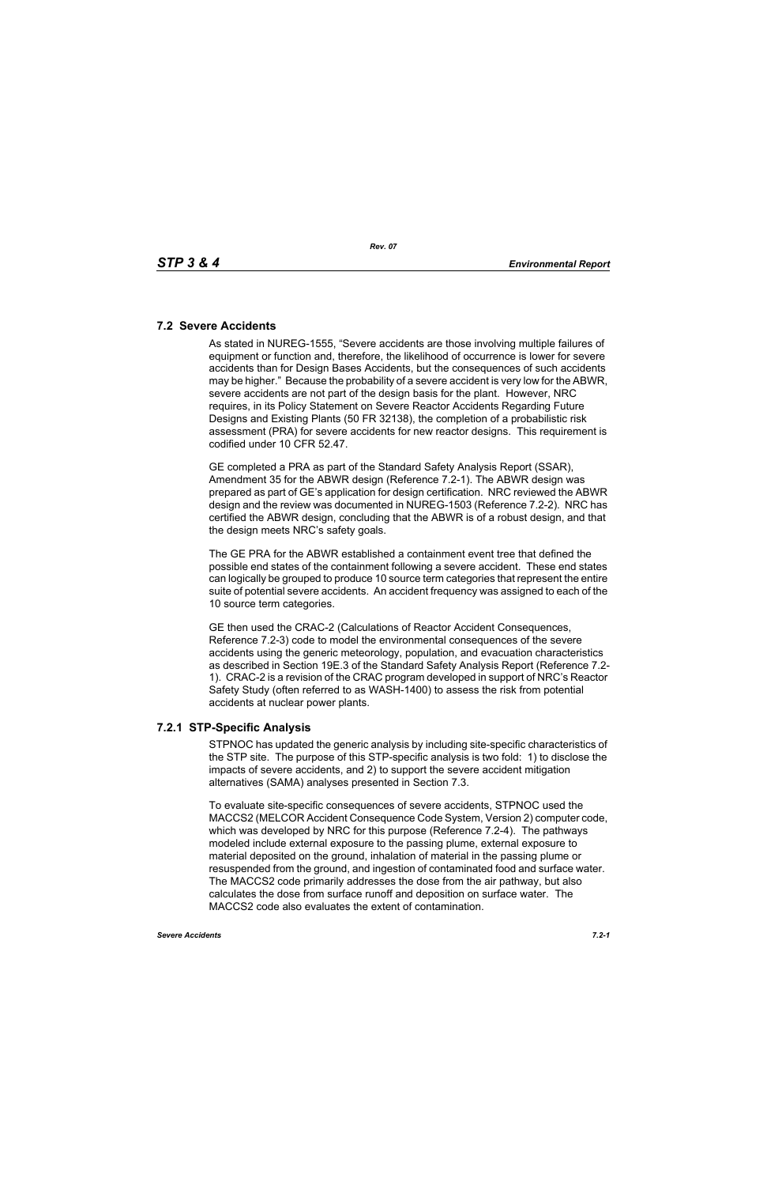## 7.2 Severe Accidents

As stated in NUREG-1555, "Severe accidents are those involving multiple failures of equipment or function and, therefore, the likelihood of occurrence is lower for severe accidents than for Design Bases Accidents, but the consequences of such accidents may be higher." Because the probability of a severe accident is very low for the ABWR, severe accidents are not part of the design basis for the plant. However, NRC requires, in its Policy Statement on Severe Reactor Accidents Regarding Future Designs and Existing Plants (50 FR 32138), the completion of a probabilistic risk assessment (PRA) for severe accidents for new reactor designs. This requirement is codified under 10 CFR 52.47.

GE completed a PRA as part of the Standard Safety Analysis Report (SSAR), Amendment 35 for the ABWR design (Reference 7.2-1). The ABWR design was prepared as part of GE's application for design certification. NRC reviewed the ABWR design and the review was documented in NUREG-1503 (Reference 7.2-2). NRC has certified the ABWR design, concluding that the ABWR is of a robust design, and that the design meets NRC's safety goals.

The GE PRA for the ABWR established a containment event tree that defined the possible end states of the containment following a severe accident. These end states can logically be grouped to produce 10 source term categories that represent the entire suite of potential severe accidents. An accident frequency was assigned to each of the 10 source term categories.

GE then used the CRAC-2 (Calculations of Reactor Accident Consequences, Reference 7.2-3) code to model the environmental consequences of the severe accidents using the generic meteorology, population, and evacuation characteristics as described in Section 19E.3 of the Standard Safety Analysis Report (Reference 7.2-1). CRAC-2 is a revision of the CRAC program developed in support of NRC's Reactor Safety Study (often referred to as WASH-1400) to assess the risk from potential accidents at nuclear power plants.

### 7.2.1 STP-Specific Analysis

STPNOC has updated the generic analysis by including site-specific characteristics of the STP site. The purpose of this STP-specific analysis is two fold: 1) to disclose the impacts of severe accidents, and 2) to support the severe accident mitigation alternatives (SAMA) analyses presented in Section 7.3.

To evaluate site-specific consequences of severe accidents, STPNOC used the MACCS2 (MELCOR Accident Consequence Code System, Version 2) computer code, which was developed by NRC for this purpose (Reference 7.2-4). The pathways modeled include external exposure to the passing plume, external exposure to material deposited on the ground, inhalation of material in the passing plume or resuspended from the ground, and ingestion of contaminated food and surface water. The MACCS2 code primarily addresses the dose from the air pathway, but also calculates the dose from surface runoff and deposition on surface water. The MACCS2 code also evaluates the extent of contamination.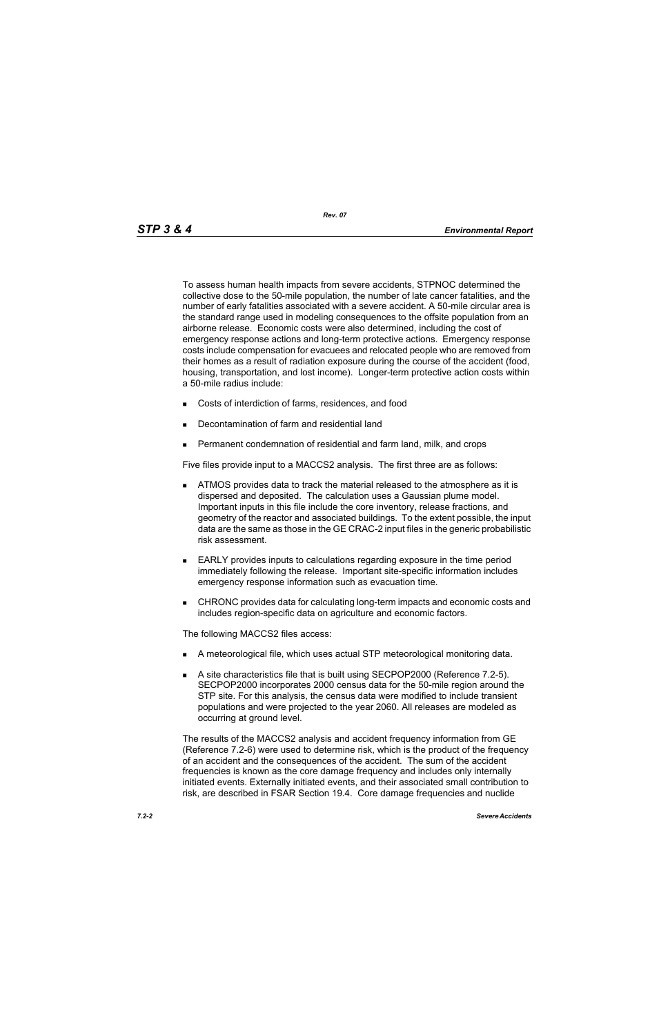To assess human health impacts from severe accidents, STPNOC determined the collective dose to the 50-mile population, the number of late cancer fatalities, and the number of early fatalities associated with a severe accident. A 50-mile circular area is the standard range used in modeling consequences to the offsite population from an airborne release. Economic costs were also determined, including the cost of emergency response actions and long-term protective actions. Emergency response costs include compensation for evacuees and relocated people who are removed from their homes as a result of radiation exposure during the course of the accident (food, housing, transportation, and lost income). Longer-term protective action costs within a 50-mile radius include:

- Costs of interdiction of farms, residences, and food
- Decontamination of farm and residential land
- Permanent condemnation of residential and farm land, milk, and crops

Five files provide input to a MACCS2 analysis. The first three are as follows:

- ATMOS provides data to track the material released to the atmosphere as it is dispersed and deposited. The calculation uses a Gaussian plume model. Important inputs in this file include the core inventory, release fractions, and geometry of the reactor and associated buildings. To the extent possible, the input data are the same as those in the GE CRAC-2 input files in the generic probabilistic risk assessment.
- EARLY provides inputs to calculations regarding exposure in the time period immediately following the release. Important site-specific information includes emergency response information such as evacuation time.
- CHRONC provides data for calculating long-term impacts and economic costs and includes region-specific data on agriculture and economic factors.

The following MACCS2 files access:

- A meteorological file, which uses actual STP meteorological monitoring data.
- A site characteristics file that is built using SECPOP2000 (Reference 7.2-5). SECPOP2000 incorporates 2000 census data for the 50-mile region around the STP site. For this analysis, the census data were modified to include transient populations and were projected to the year 2060. All releases are modeled as occurring at ground level.

The results of the MACCS2 analysis and accident frequency information from GE (Reference 7.2-6) were used to determine risk, which is the product of the frequency of an accident and the consequences of the accident. The sum of the accident frequencies is known as the core damage frequency and includes only internally initiated events. Externally initiated events, and their associated small contribution to risk, are described in FSAR Section 19.4. Core damage frequencies and nuclide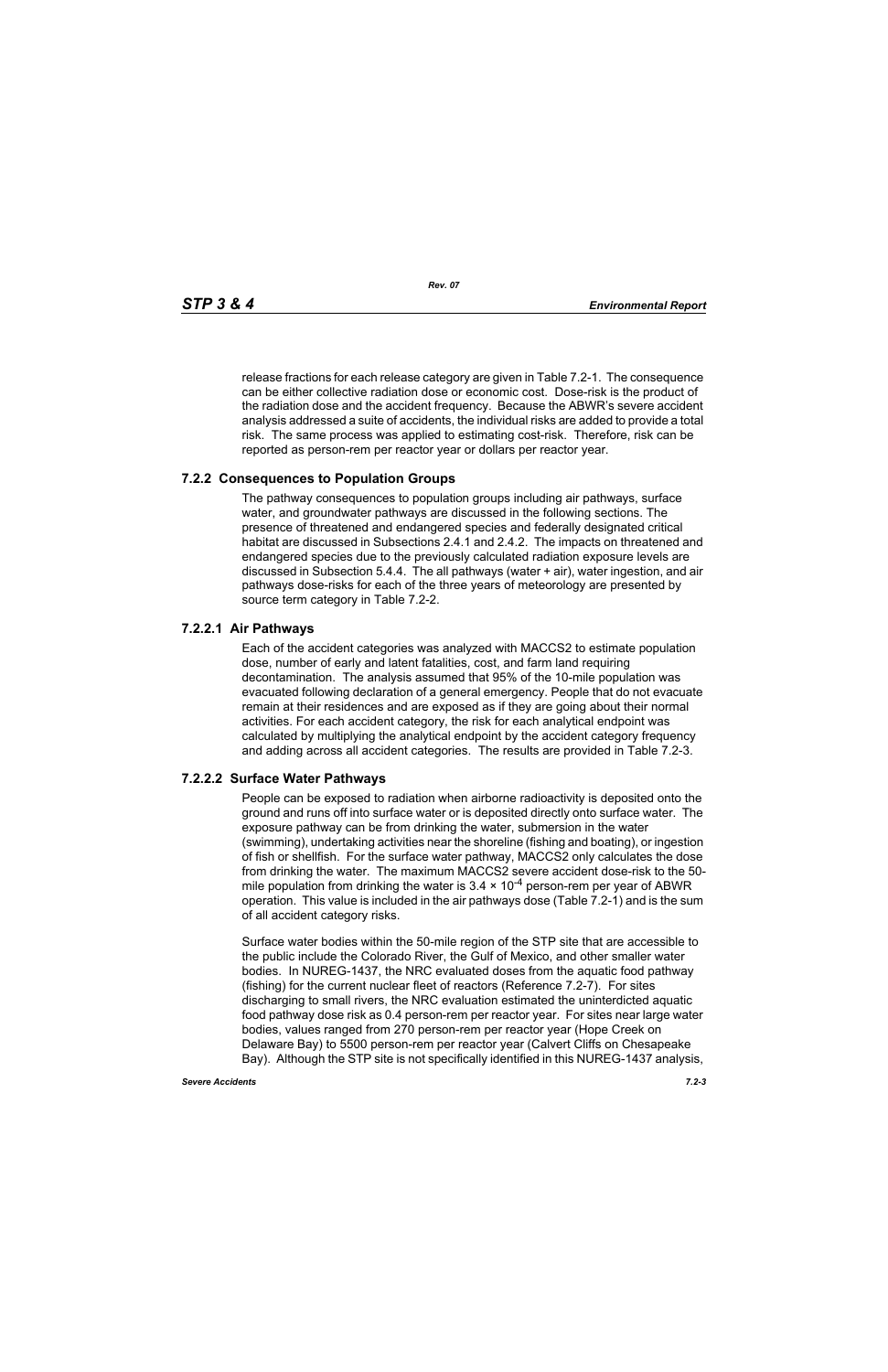release fractions for each release category are given in Table 7.2-1. The consequence can be either collective radiation dose or economic cost. Dose-risk is the product of the radiation dose and the accident frequency. Because the ABWR's severe accident analysis addressed a suite of accidents, the individual risks are added to provide a total risk. The same process was applied to estimating cost-risk. Therefore, risk can be reported as person-rem per reactor year or dollars per reactor year.

### 7.2.2 Consequences to Population Groups

The pathway consequences to population groups including air pathways, surface water, and groundwater pathways are discussed in the following sections. The presence of threatened and endangered species and federally designated critical habitat are discussed in Subsections 2.4.1 and 2.4.2. The impacts on threatened and endangered species due to the previously calculated radiation exposure levels are discussed in Subsection 5.4.4. The all pathways (water + air), water ingestion, and air pathways dose-risks for each of the three years of meteorology are presented by source term category in Table 7.2-2.

#### 7.2.2.1 Air Pathways

Each of the accident categories was analyzed with MACCS2 to estimate population dose, number of early and latent fatalities, cost, and farm land requiring decontamination. The analysis assumed that 95% of the 10-mile population was evacuated following declaration of a general emergency. People that do not evacuate remain at their residences and are exposed as if they are going about their normal activities. For each accident category, the risk for each analytical endpoint was calculated by multiplying the analytical endpoint by the accident category frequency and adding across all accident categories. The results are provided in Table 7.2-3.

#### 7.2.2.2 Surface Water Pathways

People can be exposed to radiation when airborne radioactivity is deposited onto the ground and runs off into surface water or is deposited directly onto surface water. The exposure pathway can be from drinking the water, submersion in the water (swimming), undertaking activities near the shoreline (fishing and boating), or ingestion of fish or shellfish. For the surface water pathway, MACCS2 only calculates the dose from drinking the water. The maximum MACCS2 severe accident dose-risk to the 50-mile population from drinking the water is $3.4 \times 10^{-4}$ person-rem per year of ABWR operation. This value is included in the air pathways dose (Table 7.2-1) and is the sum of all accident category risks.

Surface water bodies within the 50-mile region of the STP site that are accessible to the public include the Colorado River, the Gulf of Mexico, and other smaller water bodies. In NUREG-1437, the NRC evaluated doses from the aquatic food pathway (fishing) for the current nuclear fleet of reactors (Reference 7.2-7). For sites discharging to small rivers, the NRC evaluation estimated the uninterdicted aquatic food pathway dose risk as 0.4 person-rem per reactor year. For sites near large water bodies, values ranged from 270 person-rem per reactor year (Hope Creek on Delaware Bay) to 5500 person-rem per reactor year (Calvert Cliffs on Chesapeake Bay). Although the STP site is not specifically identified in this NUREG-1437 analysis,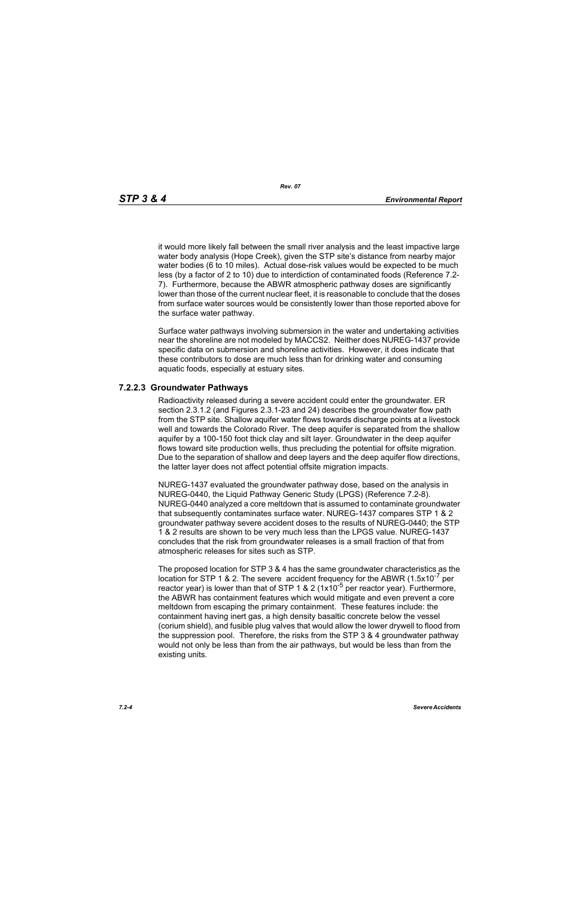it would more likely fall between the small river analysis and the least impactive large water body analysis (Hope Creek), given the STP site's distance from nearby major water bodies (6 to 10 miles). Actual dose-risk values would be expected to be much less (by a factor of 2 to 10) due to interdiction of contaminated foods (Reference 7.2-7). Furthermore, because the ABWR atmospheric pathway doses are significantly lower than those of the current nuclear fleet, it is reasonable to conclude that the doses from surface water sources would be consistently lower than those reported above for the surface water pathway.

Surface water pathways involving submersion in the water and undertaking activities near the shoreline are not modeled by MACCS2. Neither does NUREG-1437 provide specific data on submersion and shoreline activities. However, it does indicate that these contributors to dose are much less than for drinking water and consuming aquatic foods, especially at estuary sites.

### 7.2.2.3 Groundwater Pathways

Radioactivity released during a severe accident could enter the groundwater. ER section 2.3.1.2 (and Figures 2.3.1-23 and 24) describes the groundwater flow path from the STP site. Shallow aquifer water flows towards discharge points at a livestock well and towards the Colorado River. The deep aquifer is separated from the shallow aquifer by a 100-150 foot thick clay and silt layer. Groundwater in the deep aquifer flows toward site production wells, thus precluding the potential for offsite migration. Due to the separation of shallow and deep layers and the deep aquifer flow directions, the latter layer does not affect potential offsite migration impacts.

NUREG-1437 evaluated the groundwater pathway dose, based on the analysis in NUREG-0440, the Liquid Pathway Generic Study (LPGS) (Reference 7.2-8). NUREG-0440 analyzed a core meltdown that is assumed to contaminate groundwater that subsequently contaminates surface water. NUREG-1437 compares STP 1 & 2 groundwater pathway severe accident doses to the results of NUREG-0440; the STP 1 & 2 results are shown to be very much less than the LPGS value. NUREG-1437 concludes that the risk from groundwater releases is a small fraction of that from atmospheric releases for sites such as STP.

The proposed location for STP 3 & 4 has the same groundwater characteristics as the location for STP 1 & 2. The severe accident frequency for the ABWR ($1.5 \times 10^{-7}$ per reactor year) is lower than that of STP 1 & 2 ($1 \times 10^{-5}$ per reactor year). Furthermore, the ABWR has containment features which would mitigate and even prevent a core meltdown from escaping the primary containment. These features include: the containment having inert gas, a high density basaltic concrete below the vessel (corium shield), and fusible plug valves that would allow the lower drywell to flood from the suppression pool. Therefore, the risks from the STP 3 & 4 groundwater pathway would not only be less than from the air pathways, but would be less than from the existing units.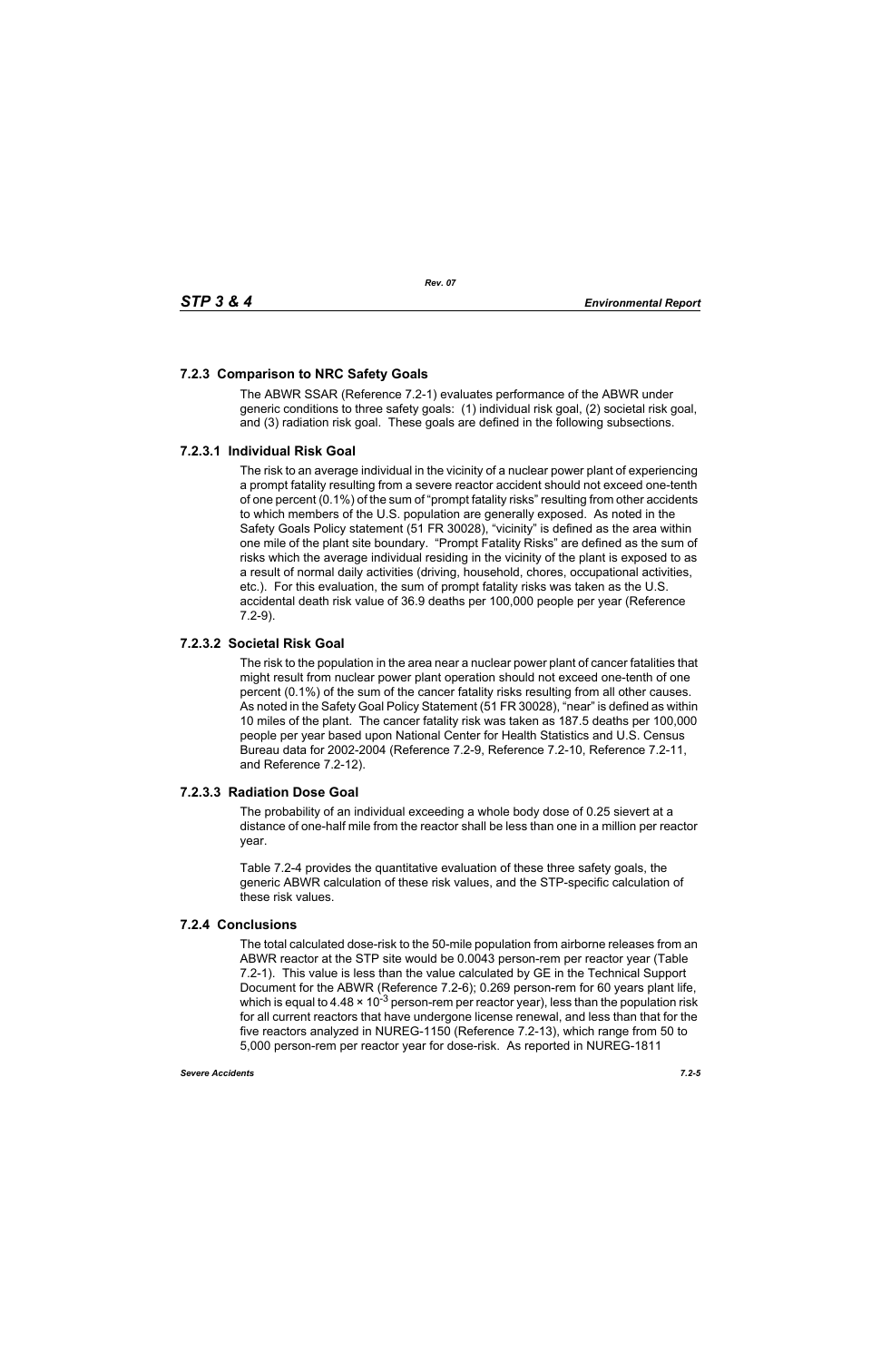### 7.2.3 Comparison to NRC Safety Goals

The ABWR SSAR (Reference 7.2-1) evaluates performance of the ABWR under generic conditions to three safety goals: (1) individual risk goal, (2) societal risk goal, and (3) radiation risk goal. These goals are defined in the following subsections.

#### 7.2.3.1 Individual Risk Goal

The risk to an average individual in the vicinity of a nuclear power plant of experiencing a prompt fatality resulting from a severe reactor accident should not exceed one-tenth of one percent (0.1%) of the sum of "prompt fatality risks" resulting from other accidents to which members of the U.S. population are generally exposed. As noted in the Safety Goals Policy statement (51 FR 30028), "vicinity" is defined as the area within one mile of the plant site boundary. "Prompt Fatality Risks" are defined as the sum of risks which the average individual residing in the vicinity of the plant is exposed to as a result of normal daily activities (driving, household, chores, occupational activities, etc.). For this evaluation, the sum of prompt fatality risks was taken as the U.S. accidental death risk value of 36.9 deaths per 100,000 people per year (Reference 7.2-9).

#### 7.2.3.2 Societal Risk Goal

The risk to the population in the area near a nuclear power plant of cancer fatalities that might result from nuclear power plant operation should not exceed one-tenth of one percent (0.1%) of the sum of the cancer fatality risks resulting from all other causes. As noted in the Safety Goal Policy Statement (51 FR 30028), "near" is defined as within 10 miles of the plant. The cancer fatality risk was taken as 187.5 deaths per 100,000 people per year based upon National Center for Health Statistics and U.S. Census Bureau data for 2002-2004 (Reference 7.2-9, Reference 7.2-10, Reference 7.2-11, and Reference 7.2-12).

#### 7.2.3.3 Radiation Dose Goal

The probability of an individual exceeding a whole body dose of 0.25 sievert at a distance of one-half mile from the reactor shall be less than one in a million per reactor year.

Table 7.2-4 provides the quantitative evaluation of these three safety goals, the generic ABWR calculation of these risk values, and the STP-specific calculation of these risk values.

### 7.2.4 Conclusions

The total calculated dose-risk to the 50-mile population from airborne releases from an ABWR reactor at the STP site would be 0.0043 person-rem per reactor year (Table 7.2-1). This value is less than the value calculated by GE in the Technical Support Document for the ABWR (Reference 7.2-6); 0.269 person-rem for 60 years plant life, which is equal to $4.48 \times 10^{-3}$ person-rem per reactor year), less than the population risk for all current reactors that have undergone license renewal, and less than that for the five reactors analyzed in NUREG-1150 (Reference 7.2-13), which range from 50 to 5,000 person-rem per reactor year for dose-risk. As reported in NUREG-1811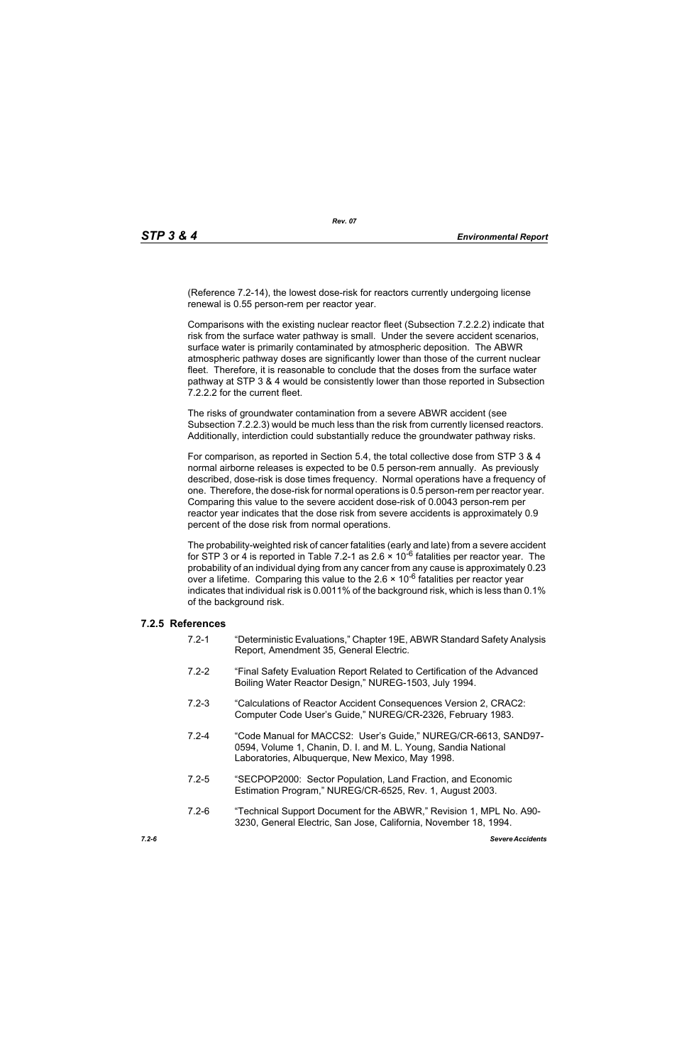(Reference 7.2-14), the lowest dose-risk for reactors currently undergoing license renewal is 0.55 person-rem per reactor year.

Comparisons with the existing nuclear reactor fleet (Subsection 7.2.2.2) indicate that risk from the surface water pathway is small. Under the severe accident scenarios, surface water is primarily contaminated by atmospheric deposition. The ABWR atmospheric pathway doses are significantly lower than those of the current nuclear fleet. Therefore, it is reasonable to conclude that the doses from the surface water pathway at STP 3 & 4 would be consistently lower than those reported in Subsection 7.2.2.2 for the current fleet.

The risks of groundwater contamination from a severe ABWR accident (see Subsection 7.2.2.3) would be much less than the risk from currently licensed reactors. Additionally, interdiction could substantially reduce the groundwater pathway risks.

For comparison, as reported in Section 5.4, the total collective dose from STP 3 & 4 normal airborne releases is expected to be 0.5 person-rem annually. As previously described, dose-risk is dose times frequency. Normal operations have a frequency of one. Therefore, the dose-risk for normal operations is 0.5 person-rem per reactor year. Comparing this value to the severe accident dose-risk of 0.0043 person-rem per reactor year indicates that the dose risk from severe accidents is approximately 0.9 percent of the dose risk from normal operations.

The probability-weighted risk of cancer fatalities (early and late) from a severe accident for STP 3 or 4 is reported in Table 7.2-1 as $2.6 \times 10^{-6}$ fatalities per reactor year. The probability of an individual dying from any cancer from any cause is approximately 0.23 over a lifetime. Comparing this value to the $2.6 \times 10^{-6}$ fatalities per reactor year indicates that individual risk is 0.0011% of the background risk, which is less than 0.1% of the background risk.

### 7.2.5 References

7.2-1 "Deterministic Evaluations," Chapter 19E, ABWR Standard Safety Analysis Report, Amendment 35, General Electric.

7.2-2 "Final Safety Evaluation Report Related to Certification of the Advanced Boiling Water Reactor Design," NUREG-1503, July 1994.

7.2-3 "Calculations of Reactor Accident Consequences Version 2, CRAC2: Computer Code User's Guide," NUREG/CR-2326, February 1983.

7.2-4 "Code Manual for MACCS2: User's Guide," NUREG/CR-6613, SAND97-0594, Volume 1, Chanin, D. I. and M. L. Young, Sandia National Laboratories, Albuquerque, New Mexico, May 1998.

7.2-5 "SECPOP2000: Sector Population, Land Fraction, and Economic Estimation Program," NUREG/CR-6525, Rev. 1, August 2003.

7.2-6 "Technical Support Document for the ABWR," Revision 1, MPL No. A90-3230, General Electric, San Jose, California, November 18, 1994.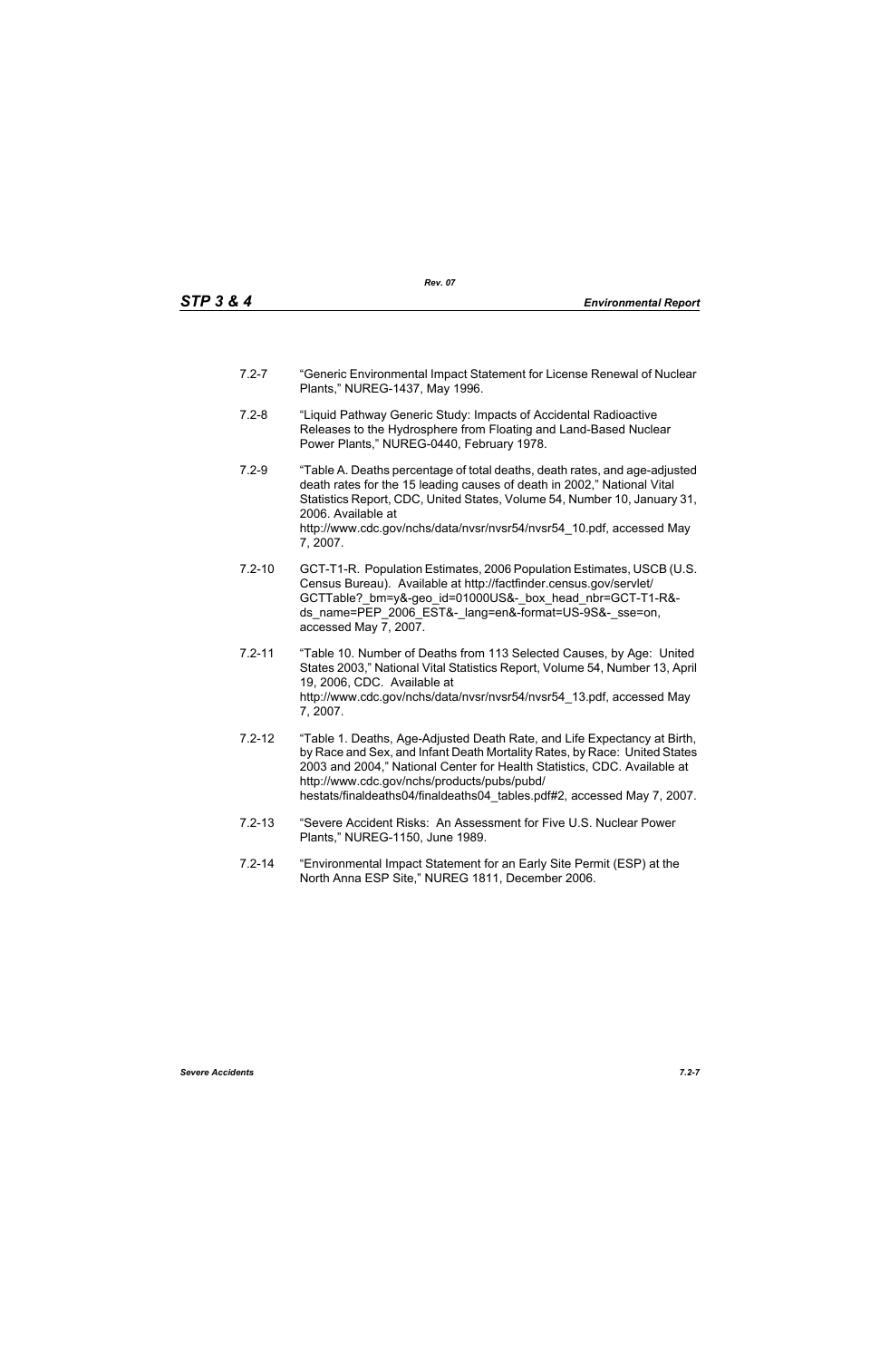7.2-7 "Generic Environmental Impact Statement for License Renewal of Nuclear Plants," NUREG-1437, May 1996.

7.2-8 "Liquid Pathway Generic Study: Impacts of Accidental Radioactive Releases to the Hydrosphere from Floating and Land-Based Nuclear Power Plants," NUREG-0440, February 1978.

7.2-9 "Table A. Deaths percentage of total deaths, death rates, and age-adjusted death rates for the 15 leading causes of death in 2002," National Vital Statistics Report, CDC, United States, Volume 54, Number 10, January 31, 2006. Available at http://www.cdc.gov/nchs/data/nvsr/nvsr54/nvsr54_10.pdf, accessed May 7, 2007.

7.2-10 GCT-T1-R. Population Estimates, 2006 Population Estimates, USCB (U.S. Census Bureau). Available at http://factfinder.census.gov/servlet/GCTTable?_bm=y&-geo_id=01000US&-_box_head_nbr=GCT-T1-R&-ds_name=PEP_2006_EST&-_lang=en&-format=US-9S&-_sse=on, accessed May 7, 2007.

7.2-11 "Table 10. Number of Deaths from 113 Selected Causes, by Age: United States 2003," National Vital Statistics Report, Volume 54, Number 13, April 19, 2006, CDC. Available at http://www.cdc.gov/nchs/data/nvsr/nvsr54/nvsr54_13.pdf, accessed May 7, 2007.

7.2-12 "Table 1. Deaths, Age-Adjusted Death Rate, and Life Expectancy at Birth, by Race and Sex, and Infant Death Mortality Rates, by Race: United States 2003 and 2004," National Center for Health Statistics, CDC. Available at http://www.cdc.gov/nchs/products/pubs/pubd/hestats/finaldeaths04/finaldeaths04_tables.pdf#2, accessed May 7, 2007.

7.2-13 "Severe Accident Risks: An Assessment for Five U.S. Nuclear Power Plants," NUREG-1150, June 1989.

7.2-14 "Environmental Impact Statement for an Early Site Permit (ESP) at the North Anna ESP Site," NUREG 1811, December 2006.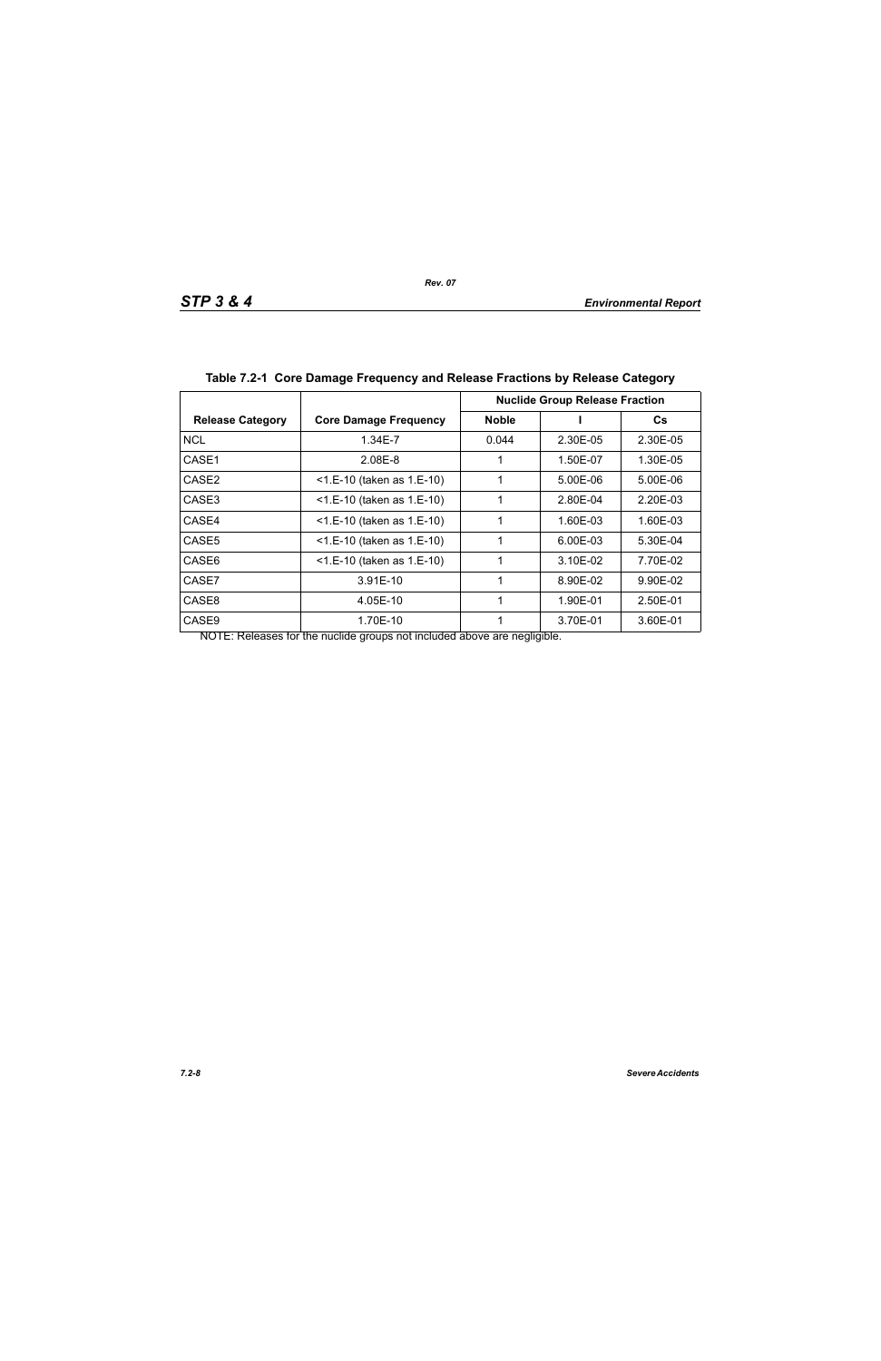**Table 7.2-1 Core Damage Frequency and Release Fractions by Release Category**

| Release Category | Core Damage Frequency | Nuclide Group Release Fraction | | |
|---|---|---|---|---|
| | | Noble | I | Cs |
| NCL | 1.34E-7 | 0.044 | 2.30E-05 | 2.30E-05 |
| CASE1 | 2.08E-8 | 1 | 1.50E-07 | 1.30E-05 |
| CASE2 | <1.E-10 (taken as 1.E-10) | 1 | 5.00E-06 | 5.00E-06 |
| CASE3 | <1.E-10 (taken as 1.E-10) | 1 | 2.80E-04 | 2.20E-03 |
| CASE4 | <1.E-10 (taken as 1.E-10) | 1 | 1.60E-03 | 1.60E-03 |
| CASE5 | <1.E-10 (taken as 1.E-10) | 1 | 6.00E-03 | 5.30E-04 |
| CASE6 | <1.E-10 (taken as 1.E-10) | 1 | 3.10E-02 | 7.70E-02 |
| CASE7 | 3.91E-10 | 1 | 8.90E-02 | 9.90E-02 |
| CASE8 | 4.05E-10 | 1 | 1.90E-01 | 2.50E-01 |
| CASE9 | 1.70E-10 | 1 | 3.70E-01 | 3.60E-01 |

NOTE: Releases for the nuclide groups not included above are negligible.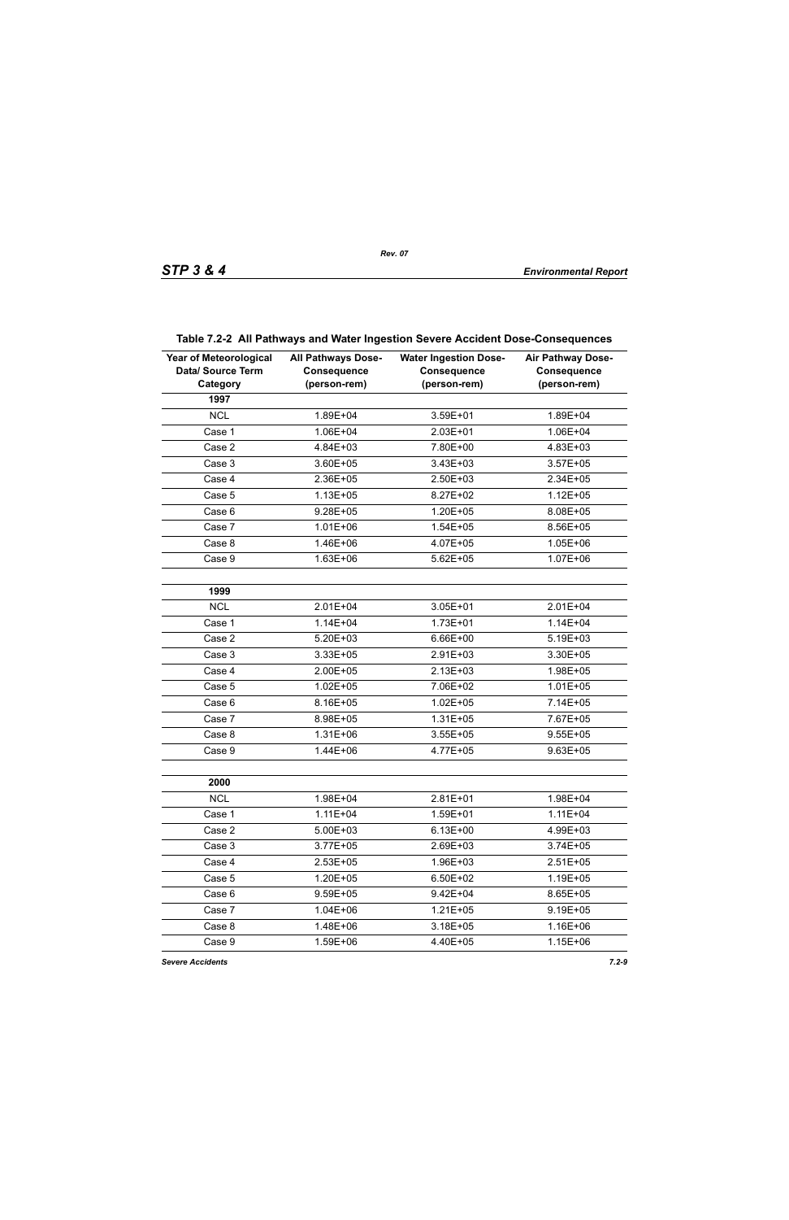## Table 7.2-2 All Pathways and Water Ingestion Severe Accident Dose-Consequences

| Year of Meteorological Data/ Source Term Category | All Pathways Dose-Consequence (person-rem) | Water Ingestion Dose-Consequence (person-rem) | Air Pathway Dose-Consequence (person-rem) |
|---|---|---|---|
| **1997** | | | |
| NCL | 1.89E+04 | 3.59E+01 | 1.89E+04 |
| Case 1 | 1.06E+04 | 2.03E+01 | 1.06E+04 |
| Case 2 | 4.84E+03 | 7.80E+00 | 4.83E+03 |
| Case 3 | 3.60E+05 | 3.43E+03 | 3.57E+05 |
| Case 4 | 2.36E+05 | 2.50E+03 | 2.34E+05 |
| Case 5 | 1.13E+05 | 8.27E+02 | 1.12E+05 |
| Case 6 | 9.28E+05 | 1.20E+05 | 8.08E+05 |
| Case 7 | 1.01E+06 | 1.54E+05 | 8.56E+05 |
| Case 8 | 1.46E+06 | 4.07E+05 | 1.05E+06 |
| Case 9 | 1.63E+06 | 5.62E+05 | 1.07E+06 |
| | | | |
| **1999** | | | |
| NCL | 2.01E+04 | 3.05E+01 | 2.01E+04 |
| Case 1 | 1.14E+04 | 1.73E+01 | 1.14E+04 |
| Case 2 | 5.20E+03 | 6.66E+00 | 5.19E+03 |
| Case 3 | 3.33E+05 | 2.91E+03 | 3.30E+05 |
| Case 4 | 2.00E+05 | 2.13E+03 | 1.98E+05 |
| Case 5 | 1.02E+05 | 7.06E+02 | 1.01E+05 |
| Case 6 | 8.16E+05 | 1.02E+05 | 7.14E+05 |
| Case 7 | 8.98E+05 | 1.31E+05 | 7.67E+05 |
| Case 8 | 1.31E+06 | 3.55E+05 | 9.55E+05 |
| Case 9 | 1.44E+06 | 4.77E+05 | 9.63E+05 |
| | | | |
| **2000** | | | |
| NCL | 1.98E+04 | 2.81E+01 | 1.98E+04 |
| Case 1 | 1.11E+04 | 1.59E+01 | 1.11E+04 |
| Case 2 | 5.00E+03 | 6.13E+00 | 4.99E+03 |
| Case 3 | 3.77E+05 | 2.69E+03 | 3.74E+05 |
| Case 4 | 2.53E+05 | 1.96E+03 | 2.51E+05 |
| Case 5 | 1.20E+05 | 6.50E+02 | 1.19E+05 |
| Case 6 | 9.59E+05 | 9.42E+04 | 8.65E+05 |
| Case 7 | 1.04E+06 | 1.21E+05 | 9.19E+05 |
| Case 8 | 1.48E+06 | 3.18E+05 | 1.16E+06 |
| Case 9 | 1.59E+06 | 4.40E+05 | 1.15E+06 |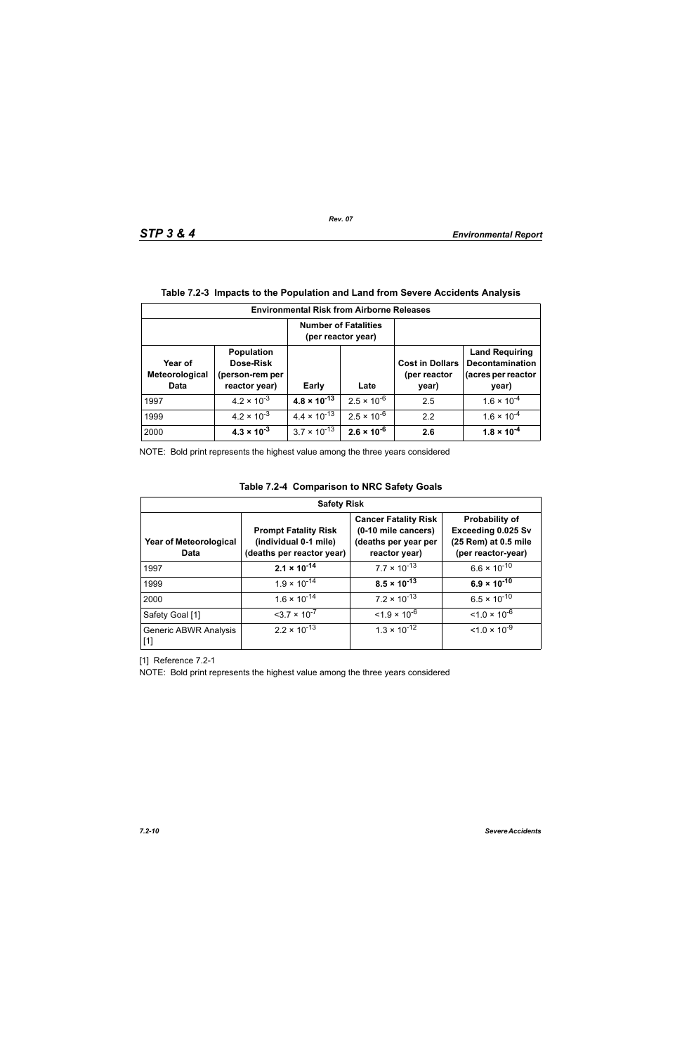**Table 7.2-3 Impacts to the Population and Land from Severe Accidents Analysis**

| Environmental Risk from Airborne Releases | | | | | |
|---|---|---|---|---|---|
| | | Number of Fatalities (per reactor year) | | | |
| Year of Meteorological Data | Population Dose-Risk (person-rem per reactor year) | Early | Late | Cost in Dollars (per reactor year) | Land Requiring Decontamination (acres per reactor year) |
| 1997 | $4.2 \times 10^{-3}$ | **$4.8 \times 10^{-13}$** | $2.5 \times 10^{-6}$ | 2.5 | $1.6 \times 10^{-4}$ |
| 1999 | $4.2 \times 10^{-3}$ | $4.4 \times 10^{-13}$ | $2.5 \times 10^{-6}$ | 2.2 | $1.6 \times 10^{-4}$ |
| 2000 | **$4.3 \times 10^{-3}$** | $3.7 \times 10^{-13}$ | **$2.6 \times 10^{-6}$** | **2.6** | **$1.8 \times 10^{-4}$** |

NOTE: Bold print represents the highest value among the three years considered

**Table 7.2-4 Comparison to NRC Safety Goals**

| Safety Risk | | | |
|---|---|---|---|
| Year of Meteorological Data | Prompt Fatality Risk (individual 0-1 mile) (deaths per reactor year) | Cancer Fatality Risk (0-10 mile cancers) (deaths per year per reactor year) | Probability of Exceeding 0.025 Sv (25 Rem) at 0.5 mile (per reactor-year) |
| 1997 | **$2.1 \times 10^{-14}$** | $7.7 \times 10^{-13}$ | $6.6 \times 10^{-10}$ |
| 1999 | $1.9 \times 10^{-14}$ | **$8.5 \times 10^{-13}$** | **$6.9 \times 10^{-10}$** |
| 2000 | $1.6 \times 10^{-14}$ | $7.2 \times 10^{-13}$ | $6.5 \times 10^{-10}$ |
| Safety Goal [1] | $<3.7 \times 10^{-7}$ | $<1.9 \times 10^{-6}$ | $<1.0 \times 10^{-6}$ |
| Generic ABWR Analysis [1] | $2.2 \times 10^{-13}$ | $1.3 \times 10^{-12}$ | $<1.0 \times 10^{-9}$ |

[1] Reference 7.2-1

NOTE: Bold print represents the highest value among the three years considered